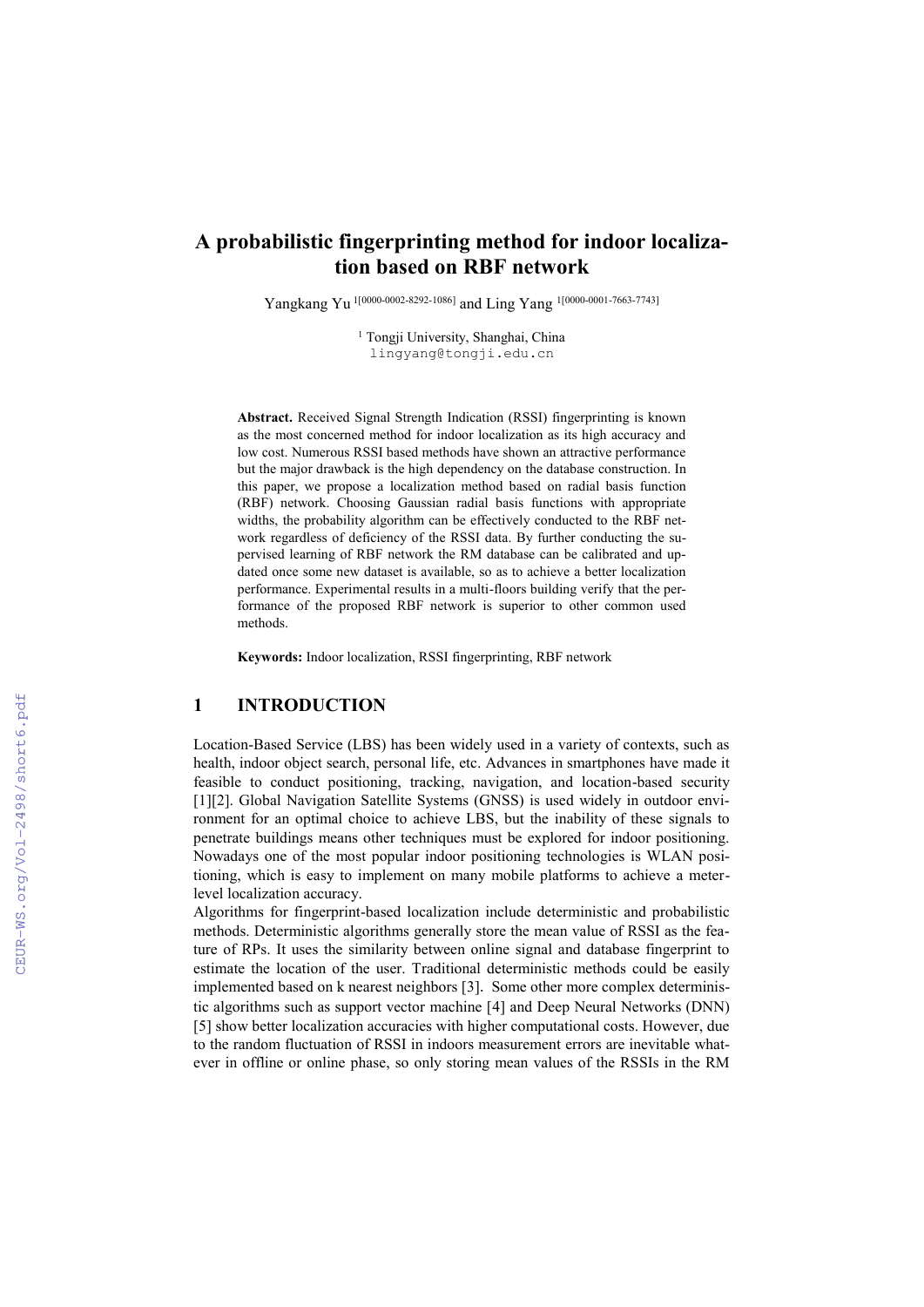# A probabilistic fingerprinting method for indoor localization based on RBF network

Yangkang Yu [1[0000-0002-8292-1086]] and Ling Yang [1[0000-0001-7663-7743]]

[1] Tongji University, Shanghai, China
lingyang@tongji.edu.cn

**Abstract.** Received Signal Strength Indication (RSSI) fingerprinting is known as the most concerned method for indoor localization as its high accuracy and low cost. Numerous RSSI based methods have shown an attractive performance but the major drawback is the high dependency on the database construction. In this paper, we propose a localization method based on radial basis function (RBF) network. Choosing Gaussian radial basis functions with appropriate widths, the probability algorithm can be effectively conducted to the RBF network regardless of deficiency of the RSSI data. By further conducting the supervised learning of RBF network the RM database can be calibrated and updated once some new dataset is available, so as to achieve a better localization performance. Experimental results in a multi-floors building verify that the performance of the proposed RBF network is superior to other common used methods.

**Keywords:** Indoor localization, RSSI fingerprinting, RBF network

## 1 INTRODUCTION

Location-Based Service (LBS) has been widely used in a variety of contexts, such as health, indoor object search, personal life, etc. Advances in smartphones have made it feasible to conduct positioning, tracking, navigation, and location-based security [1][2]. Global Navigation Satellite Systems (GNSS) is used widely in outdoor environment for an optimal choice to achieve LBS, but the inability of these signals to penetrate buildings means other techniques must be explored for indoor positioning. Nowadays one of the most popular indoor positioning technologies is WLAN positioning, which is easy to implement on many mobile platforms to achieve a meter-level localization accuracy.

Algorithms for fingerprint-based localization include deterministic and probabilistic methods. Deterministic algorithms generally store the mean value of RSSI as the feature of RPs. It uses the similarity between online signal and database fingerprint to estimate the location of the user. Traditional deterministic methods could be easily implemented based on k nearest neighbors [3]. Some other more complex deterministic algorithms such as support vector machine [4] and Deep Neural Networks (DNN) [5] show better localization accuracies with higher computational costs. However, due to the random fluctuation of RSSI in indoors measurement errors are inevitable whatever in offline or online phase, so only storing mean values of the RSSIs in the RM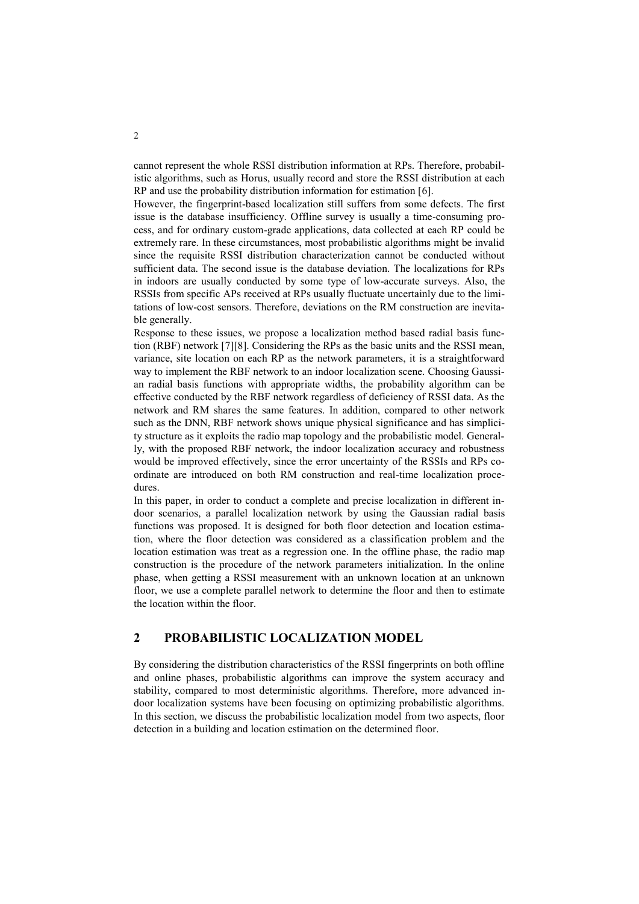cannot represent the whole RSSI distribution information at RPs. Therefore, probabilistic algorithms, such as Horus, usually record and store the RSSI distribution at each RP and use the probability distribution information for estimation [6].

However, the fingerprint-based localization still suffers from some defects. The first issue is the database insufficiency. Offline survey is usually a time-consuming process, and for ordinary custom-grade applications, data collected at each RP could be extremely rare. In these circumstances, most probabilistic algorithms might be invalid since the requisite RSSI distribution characterization cannot be conducted without sufficient data. The second issue is the database deviation. The localizations for RPs in indoors are usually conducted by some type of low-accurate surveys. Also, the RSSIs from specific APs received at RPs usually fluctuate uncertainly due to the limitations of low-cost sensors. Therefore, deviations on the RM construction are inevitable generally.

Response to these issues, we propose a localization method based radial basis function (RBF) network [7][8]. Considering the RPs as the basic units and the RSSI mean, variance, site location on each RP as the network parameters, it is a straightforward way to implement the RBF network to an indoor localization scene. Choosing Gaussian radial basis functions with appropriate widths, the probability algorithm can be effective conducted by the RBF network regardless of deficiency of RSSI data. As the network and RM shares the same features. In addition, compared to other network such as the DNN, RBF network shows unique physical significance and has simplicity structure as it exploits the radio map topology and the probabilistic model. Generally, with the proposed RBF network, the indoor localization accuracy and robustness would be improved effectively, since the error uncertainty of the RSSIs and RPs coordinate are introduced on both RM construction and real-time localization procedures.

In this paper, in order to conduct a complete and precise localization in different indoor scenarios, a parallel localization network by using the Gaussian radial basis functions was proposed. It is designed for both floor detection and location estimation, where the floor detection was considered as a classification problem and the location estimation was treat as a regression one. In the offline phase, the radio map construction is the procedure of the network parameters initialization. In the online phase, when getting a RSSI measurement with an unknown location at an unknown floor, we use a complete parallel network to determine the floor and then to estimate the location within the floor.

## 2 PROBABILISTIC LOCALIZATION MODEL

By considering the distribution characteristics of the RSSI fingerprints on both offline and online phases, probabilistic algorithms can improve the system accuracy and stability, compared to most deterministic algorithms. Therefore, more advanced indoor localization systems have been focusing on optimizing probabilistic algorithms. In this section, we discuss the probabilistic localization model from two aspects, floor detection in a building and location estimation on the determined floor.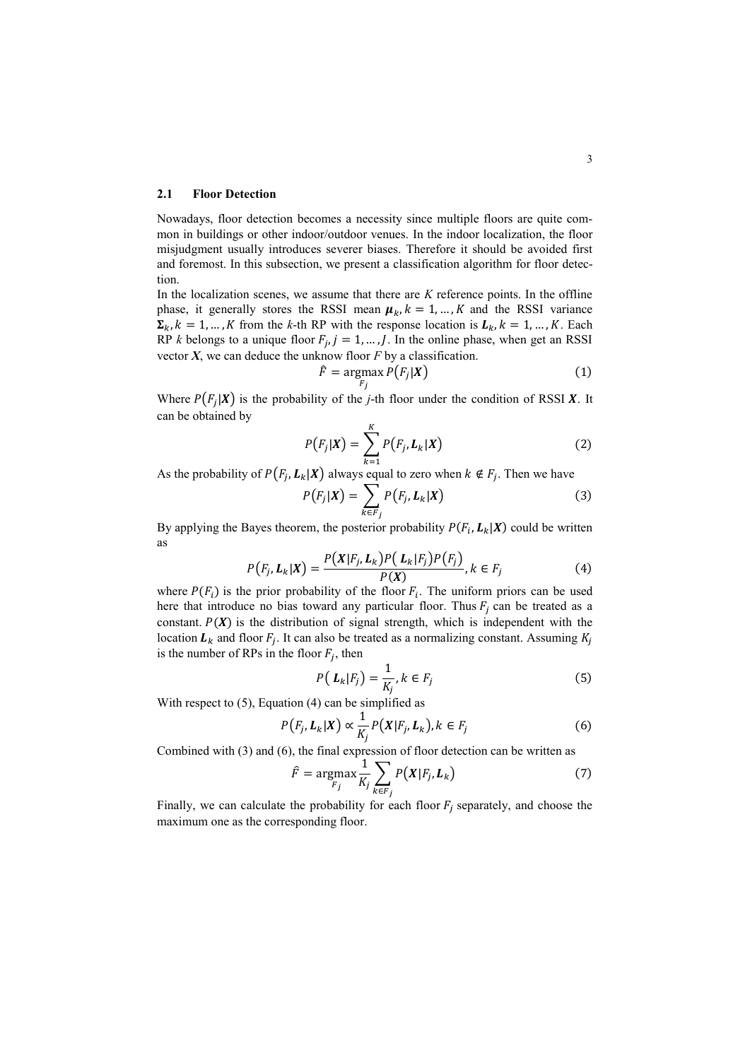### 2.1 Floor Detection

Nowadays, floor detection becomes a necessity since multiple floors are quite common in buildings or other indoor/outdoor venues. In the indoor localization, the floor misjudgment usually introduces severer biases. Therefore it should be avoided first and foremost. In this subsection, we present a classification algorithm for floor detection.

In the localization scenes, we assume that there are $K$ reference points. In the offline phase, it generally stores the RSSI mean $\boldsymbol{\mu}_k, k = 1, \dots, K$ and the RSSI variance $\boldsymbol{\Sigma}_k, k = 1, \dots, K$ from the $k$-th RP with the response location is $\boldsymbol{L}_k, k = 1, \dots, K$. Each RP $k$ belongs to a unique floor $F_j, j = 1, \dots, J$. In the online phase, when get an RSSI vector $\boldsymbol{X}$, we can deduce the unknow floor $F$ by a classification.

$$\hat{F} = \underset{F_j}{\operatorname{argmax}}\, P(F_j|\boldsymbol{X}) \tag{1}$$

Where $P(F_j|\boldsymbol{X})$ is the probability of the $j$-th floor under the condition of RSSI $\boldsymbol{X}$. It can be obtained by

$$P(F_j|\boldsymbol{X}) = \sum_{k=1}^{K} P(F_j, \boldsymbol{L}_k|\boldsymbol{X}) \tag{2}$$

As the probability of $P(F_j, \boldsymbol{L}_k|\boldsymbol{X})$ always equal to zero when $k \notin F_j$. Then we have

$$P(F_j|\boldsymbol{X}) = \sum_{k \in F_j} P(F_j, \boldsymbol{L}_k|\boldsymbol{X}) \tag{3}$$

By applying the Bayes theorem, the posterior probability $P(F_i, \boldsymbol{L}_k|\boldsymbol{X})$ could be written as

$$P(F_j, \boldsymbol{L}_k|\boldsymbol{X}) = \frac{P(\boldsymbol{X}|F_j, \boldsymbol{L}_k) P(\boldsymbol{L}_k|F_j) P(F_j)}{P(\boldsymbol{X})}, k \in F_j \tag{4}$$

where $P(F_i)$ is the prior probability of the floor $F_i$. The uniform priors can be used here that introduce no bias toward any particular floor. Thus $F_j$ can be treated as a constant. $P(\boldsymbol{X})$ is the distribution of signal strength, which is independent with the location $\boldsymbol{L}_k$ and floor $F_j$. It can also be treated as a normalizing constant. Assuming $K_j$ is the number of RPs in the floor $F_j$, then

$$P(\boldsymbol{L}_k|F_j) = \frac{1}{K_j}, k \in F_j \tag{5}$$

With respect to (5), Equation (4) can be simplified as

$$P(F_j, \boldsymbol{L}_k|\boldsymbol{X}) \propto \frac{1}{K_j} P(\boldsymbol{X}|F_j, \boldsymbol{L}_k), k \in F_j \tag{6}$$

Combined with (3) and (6), the final expression of floor detection can be written as

$$\hat{F} = \underset{F_j}{\operatorname{argmax}} \frac{1}{K_j} \sum_{k \in F_j} P(\boldsymbol{X}|F_j, \boldsymbol{L}_k) \tag{7}$$

Finally, we can calculate the probability for each floor $F_j$ separately, and choose the maximum one as the corresponding floor.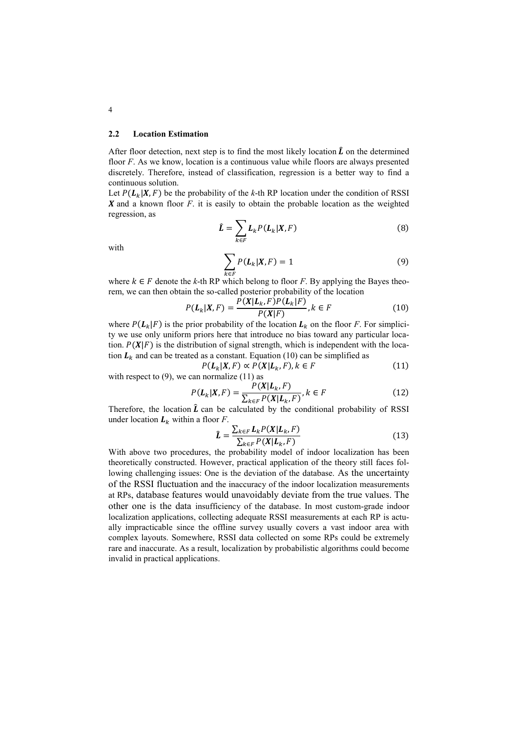### 2.2 Location Estimation

After floor detection, next step is to find the most likely location $\hat{\boldsymbol{L}}$ on the determined floor $F$. As we know, location is a continuous value while floors are always presented discretely. Therefore, instead of classification, regression is a better way to find a continuous solution.

Let $P(\boldsymbol{L}_k|\boldsymbol{X},F)$ be the probability of the $k$-th RP location under the condition of RSSI $\boldsymbol{X}$ and a known floor $F$. it is easily to obtain the probable location as the weighted regression, as

$$\hat{\boldsymbol{L}} = \sum_{k \in F} \boldsymbol{L}_k P(\boldsymbol{L}_k|\boldsymbol{X},F) \tag{8}$$

with

$$\sum_{k \in F} P(\boldsymbol{L}_k|\boldsymbol{X},F) = 1 \tag{9}$$

where $k \in F$ denote the $k$-th RP which belong to floor $F$. By applying the Bayes theorem, we can then obtain the so-called posterior probability of the location

$$P(\boldsymbol{L}_k|\boldsymbol{X},F) = \frac{P(\boldsymbol{X}|\boldsymbol{L}_k,F)P(\boldsymbol{L}_k|F)}{P(\boldsymbol{X}|F)}, k \in F \tag{10}$$

where $P(\boldsymbol{L}_k|F)$ is the prior probability of the location $\boldsymbol{L}_k$ on the floor $F$. For simplicity we use only uniform priors here that introduce no bias toward any particular location. $P(\boldsymbol{X}|F)$ is the distribution of signal strength, which is independent with the location $\boldsymbol{L}_k$ and can be treated as a constant. Equation (10) can be simplified as

$$P(\boldsymbol{L}_k|\boldsymbol{X},F) \propto P(\boldsymbol{X}|\boldsymbol{L}_k,F), k \in F \tag{11}$$

with respect to (9), we can normalize (11) as

$$P(\boldsymbol{L}_k|\boldsymbol{X},F) = \frac{P(\boldsymbol{X}|\boldsymbol{L}_k,F)}{\sum_{k \in F} P(\boldsymbol{X}|\boldsymbol{L}_k,F)}, k \in F \tag{12}$$

Therefore, the location $\hat{\boldsymbol{L}}$ can be calculated by the conditional probability of RSSI under location $\boldsymbol{L}_k$ within a floor $F$.

$$\hat{\boldsymbol{L}} = \frac{\sum_{k \in F} \boldsymbol{L}_k P(\boldsymbol{X}|\boldsymbol{L}_k,F)}{\sum_{k \in F} P(\boldsymbol{X}|\boldsymbol{L}_k,F)} \tag{13}$$

With above two procedures, the probability model of indoor localization has been theoretically constructed. However, practical application of the theory still faces following challenging issues: One is the deviation of the database. As the uncertainty of the RSSI fluctuation and the inaccuracy of the indoor localization measurements at RPs, database features would unavoidably deviate from the true values. The other one is the data insufficiency of the database. In most custom-grade indoor localization applications, collecting adequate RSSI measurements at each RP is actually impracticable since the offline survey usually covers a vast indoor area with complex layouts. Somewhere, RSSI data collected on some RPs could be extremely rare and inaccurate. As a result, localization by probabilistic algorithms could become invalid in practical applications.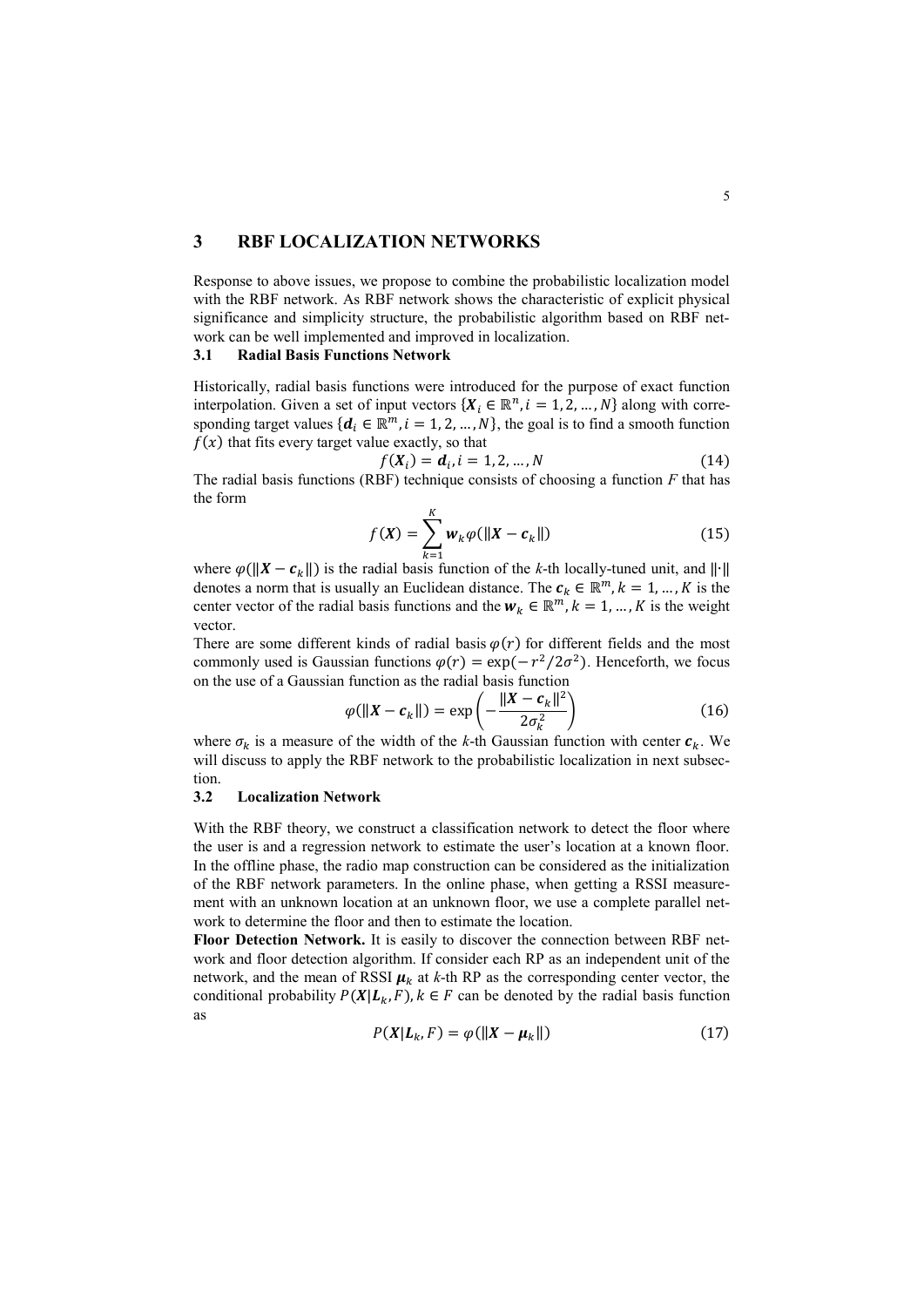## 3 RBF LOCALIZATION NETWORKS

Response to above issues, we propose to combine the probabilistic localization model with the RBF network. As RBF network shows the characteristic of explicit physical significance and simplicity structure, the probabilistic algorithm based on RBF network can be well implemented and improved in localization.

### 3.1 Radial Basis Functions Network

Historically, radial basis functions were introduced for the purpose of exact function interpolation. Given a set of input vectors $\{\boldsymbol{X}_i \in \mathbb{R}^n, i = 1, 2, \dots, N\}$ along with corresponding target values $\{\boldsymbol{d}_i \in \mathbb{R}^m, i = 1, 2, \dots, N\}$, the goal is to find a smooth function $f(x)$ that fits every target value exactly, so that

$$f(\boldsymbol{X}_i) = \boldsymbol{d}_i, i = 1, 2, \dots, N \tag{14}$$

The radial basis functions (RBF) technique consists of choosing a function *F* that has the form

$$f(\boldsymbol{X}) = \sum_{k=1}^{K} \boldsymbol{w}_k \varphi(\|\boldsymbol{X} - \boldsymbol{c}_k\|) \tag{15}$$

where $\varphi(\|\boldsymbol{X} - \boldsymbol{c}_k\|)$ is the radial basis function of the *k*-th locally-tuned unit, and $\|\cdot\|$ denotes a norm that is usually an Euclidean distance. The $\boldsymbol{c}_k \in \mathbb{R}^m, k = 1, \dots, K$ is the center vector of the radial basis functions and the $\boldsymbol{w}_k \in \mathbb{R}^m, k = 1, \dots, K$ is the weight vector.

There are some different kinds of radial basis $\varphi(r)$ for different fields and the most commonly used is Gaussian functions $\varphi(r) = \exp(-r^2/2\sigma^2)$. Henceforth, we focus on the use of a Gaussian function as the radial basis function

$$\varphi(\|\boldsymbol{X} - \boldsymbol{c}_k\|) = \exp\left(-\frac{\|\boldsymbol{X} - \boldsymbol{c}_k\|^2}{2\sigma_k^2}\right) \tag{16}$$

where $\sigma_k$ is a measure of the width of the *k*-th Gaussian function with center $\boldsymbol{c}_k$. We will discuss to apply the RBF network to the probabilistic localization in next subsection.

### 3.2 Localization Network

With the RBF theory, we construct a classification network to detect the floor where the user is and a regression network to estimate the user's location at a known floor. In the offline phase, the radio map construction can be considered as the initialization of the RBF network parameters. In the online phase, when getting a RSSI measurement with an unknown location at an unknown floor, we use a complete parallel network to determine the floor and then to estimate the location.

**Floor Detection Network.** It is easily to discover the connection between RBF network and floor detection algorithm. If consider each RP as an independent unit of the network, and the mean of RSSI $\boldsymbol{\mu}_k$ at *k*-th RP as the corresponding center vector, the conditional probability $P(\boldsymbol{X}|\boldsymbol{L}_k, F), k \in F$ can be denoted by the radial basis function as

$$P(\boldsymbol{X}|\boldsymbol{L}_k, F) = \varphi(\|\boldsymbol{X} - \boldsymbol{\mu}_k\|) \tag{17}$$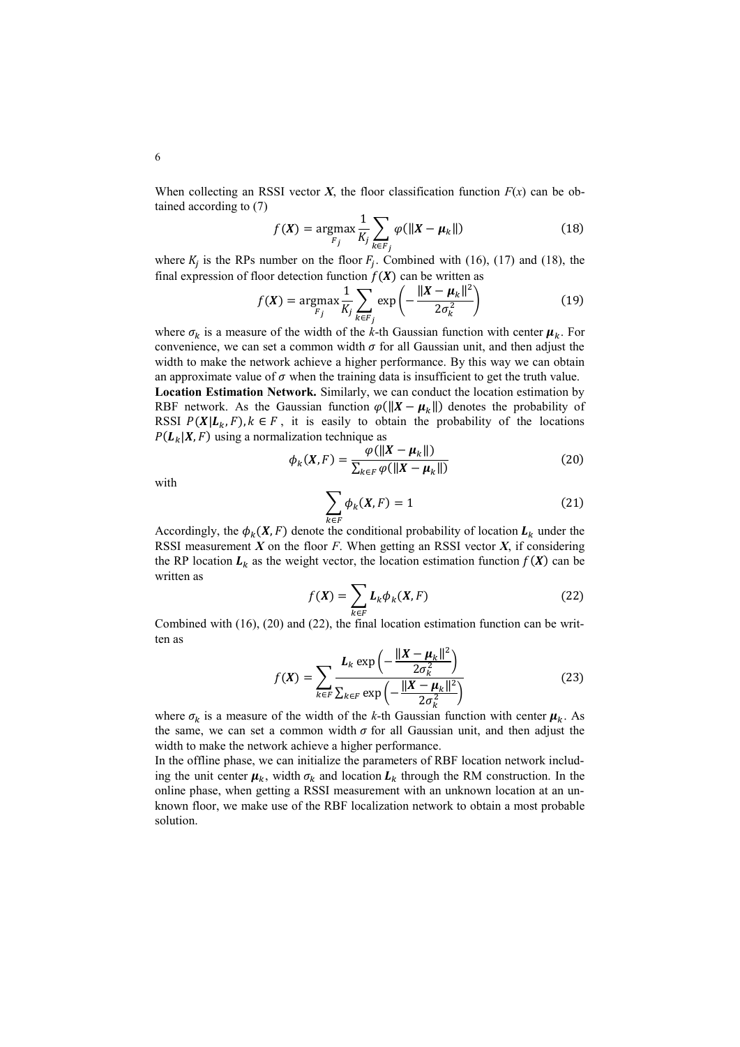When collecting an RSSI vector $\boldsymbol{X}$, the floor classification function $F(x)$ can be obtained according to (7)

$$f(\boldsymbol{X}) = \underset{F_j}{\operatorname{argmax}} \frac{1}{K_j} \sum_{k \in F_j} \varphi(\|\boldsymbol{X} - \boldsymbol{\mu}_k\|) \tag{18}$$

where $K_j$ is the RPs number on the floor $F_j$. Combined with (16), (17) and (18), the final expression of floor detection function $f(\boldsymbol{X})$ can be written as

$$f(\boldsymbol{X}) = \underset{F_j}{\operatorname{argmax}} \frac{1}{K_j} \sum_{k \in F_j} \exp\left(-\frac{\|\boldsymbol{X} - \boldsymbol{\mu}_k\|^2}{2\sigma_k^2}\right) \tag{19}$$

where $\sigma_k$ is a measure of the width of the $k$-th Gaussian function with center $\boldsymbol{\mu}_k$. For convenience, we can set a common width $\sigma$ for all Gaussian unit, and then adjust the width to make the network achieve a higher performance. By this way we can obtain an approximate value of $\sigma$ when the training data is insufficient to get the truth value.

**Location Estimation Network.** Similarly, we can conduct the location estimation by RBF network. As the Gaussian function $\varphi(\|\boldsymbol{X} - \boldsymbol{\mu}_k\|)$ denotes the probability of RSSI $P(\boldsymbol{X}|\boldsymbol{L}_k, F), k \in F$, it is easily to obtain the probability of the locations $P(\boldsymbol{L}_k|\boldsymbol{X}, F)$ using a normalization technique as

$$\phi_k(\boldsymbol{X}, F) = \frac{\varphi(\|\boldsymbol{X} - \boldsymbol{\mu}_k\|)}{\sum_{k \in F} \varphi(\|\boldsymbol{X} - \boldsymbol{\mu}_k\|)} \tag{20}$$

with

$$\sum_{k \in F} \phi_k(\boldsymbol{X}, F) = 1 \tag{21}$$

Accordingly, the $\phi_k(\boldsymbol{X}, F)$ denote the conditional probability of location $\boldsymbol{L}_k$ under the RSSI measurement $\boldsymbol{X}$ on the floor $F$. When getting an RSSI vector $\boldsymbol{X}$, if considering the RP location $\boldsymbol{L}_k$ as the weight vector, the location estimation function $f(\boldsymbol{X})$ can be written as

$$f(\boldsymbol{X}) = \sum_{k \in F} \boldsymbol{L}_k \phi_k(\boldsymbol{X}, F) \tag{22}$$

Combined with (16), (20) and (22), the final location estimation function can be written as

$$f(\boldsymbol{X}) = \sum_{k \in F} \frac{\boldsymbol{L}_k \exp\left(-\frac{\|\boldsymbol{X} - \boldsymbol{\mu}_k\|^2}{2\sigma_k^2}\right)}{\sum_{k \in F} \exp\left(-\frac{\|\boldsymbol{X} - \boldsymbol{\mu}_k\|^2}{2\sigma_k^2}\right)} \tag{23}$$

where $\sigma_k$ is a measure of the width of the $k$-th Gaussian function with center $\boldsymbol{\mu}_k$. As the same, we can set a common width $\sigma$ for all Gaussian unit, and then adjust the width to make the network achieve a higher performance.

In the offline phase, we can initialize the parameters of RBF location network including the unit center $\boldsymbol{\mu}_k$, width $\sigma_k$ and location $\boldsymbol{L}_k$ through the RM construction. In the online phase, when getting a RSSI measurement with an unknown location at an unknown floor, we make use of the RBF localization network to obtain a most probable solution.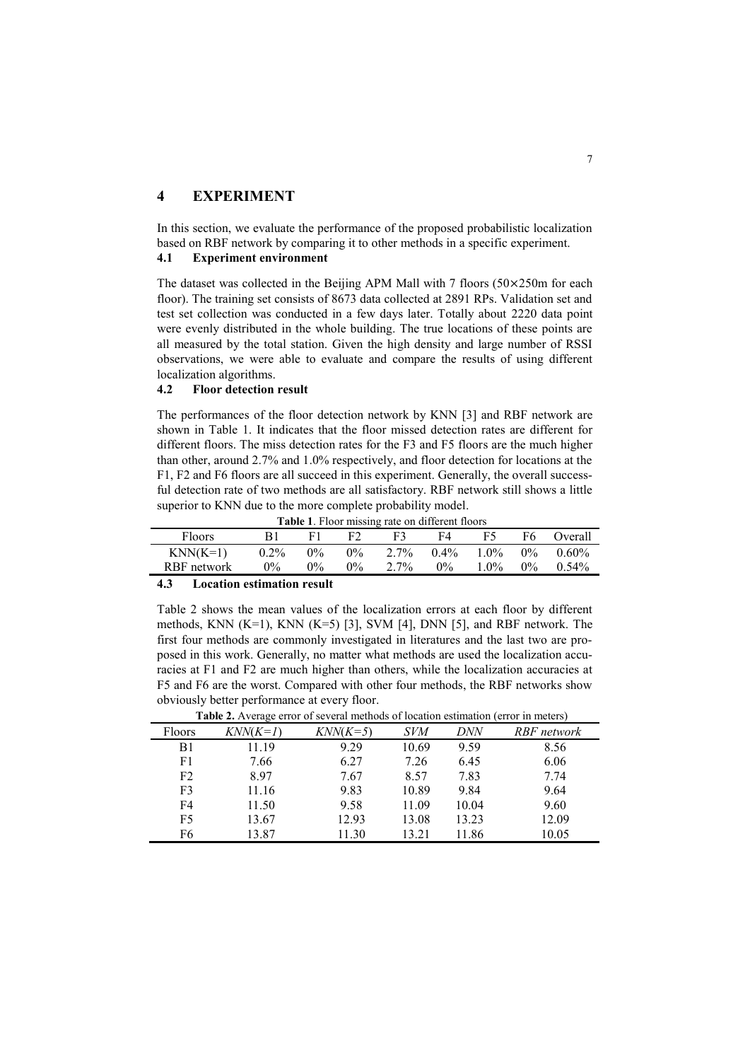# 4 EXPERIMENT

In this section, we evaluate the performance of the proposed probabilistic localization based on RBF network by comparing it to other methods in a specific experiment.

## 4.1 Experiment environment

The dataset was collected in the Beijing APM Mall with 7 floors (50×250m for each floor). The training set consists of 8673 data collected at 2891 RPs. Validation set and test set collection was conducted in a few days later. Totally about 2220 data point were evenly distributed in the whole building. The true locations of these points are all measured by the total station. Given the high density and large number of RSSI observations, we were able to evaluate and compare the results of using different localization algorithms.

## 4.2 Floor detection result

The performances of the floor detection network by KNN [3] and RBF network are shown in Table 1. It indicates that the floor missed detection rates are different for different floors. The miss detection rates for the F3 and F5 floors are the much higher than other, around 2.7% and 1.0% respectively, and floor detection for locations at the F1, F2 and F6 floors are all succeed in this experiment. Generally, the overall successful detection rate of two methods are all satisfactory. RBF network still shows a little superior to KNN due to the more complete probability model.

**Table 1**. Floor missing rate on different floors

| Floors | B1 | F1 | F2 | F3 | F4 | F5 | F6 | Overall |
|---|---|---|---|---|---|---|---|---|
| KNN(K=1) | 0.2% | 0% | 0% | 2.7% | 0.4% | 1.0% | 0% | 0.60% |
| RBF network | 0% | 0% | 0% | 2.7% | 0% | 1.0% | 0% | 0.54% |

## 4.3 Location estimation result

Table 2 shows the mean values of the localization errors at each floor by different methods, KNN (K=1), KNN (K=5) [3], SVM [4], DNN [5], and RBF network. The first four methods are commonly investigated in literatures and the last two are proposed in this work. Generally, no matter what methods are used the localization accuracies at F1 and F2 are much higher than others, while the localization accuracies at F5 and F6 are the worst. Compared with other four methods, the RBF networks show obviously better performance at every floor.

**Table 2.** Average error of several methods of location estimation (error in meters)

| Floors | *KNN(K=1)* | *KNN(K=5)* | *SVM* | *DNN* | *RBF network* |
|---|---|---|---|---|---|
| B1 | 11.19 | 9.29 | 10.69 | 9.59 | 8.56 |
| F1 | 7.66 | 6.27 | 7.26 | 6.45 | 6.06 |
| F2 | 8.97 | 7.67 | 8.57 | 7.83 | 7.74 |
| F3 | 11.16 | 9.83 | 10.89 | 9.84 | 9.64 |
| F4 | 11.50 | 9.58 | 11.09 | 10.04 | 9.60 |
| F5 | 13.67 | 12.93 | 13.08 | 13.23 | 12.09 |
| F6 | 13.87 | 11.30 | 13.21 | 11.86 | 10.05 |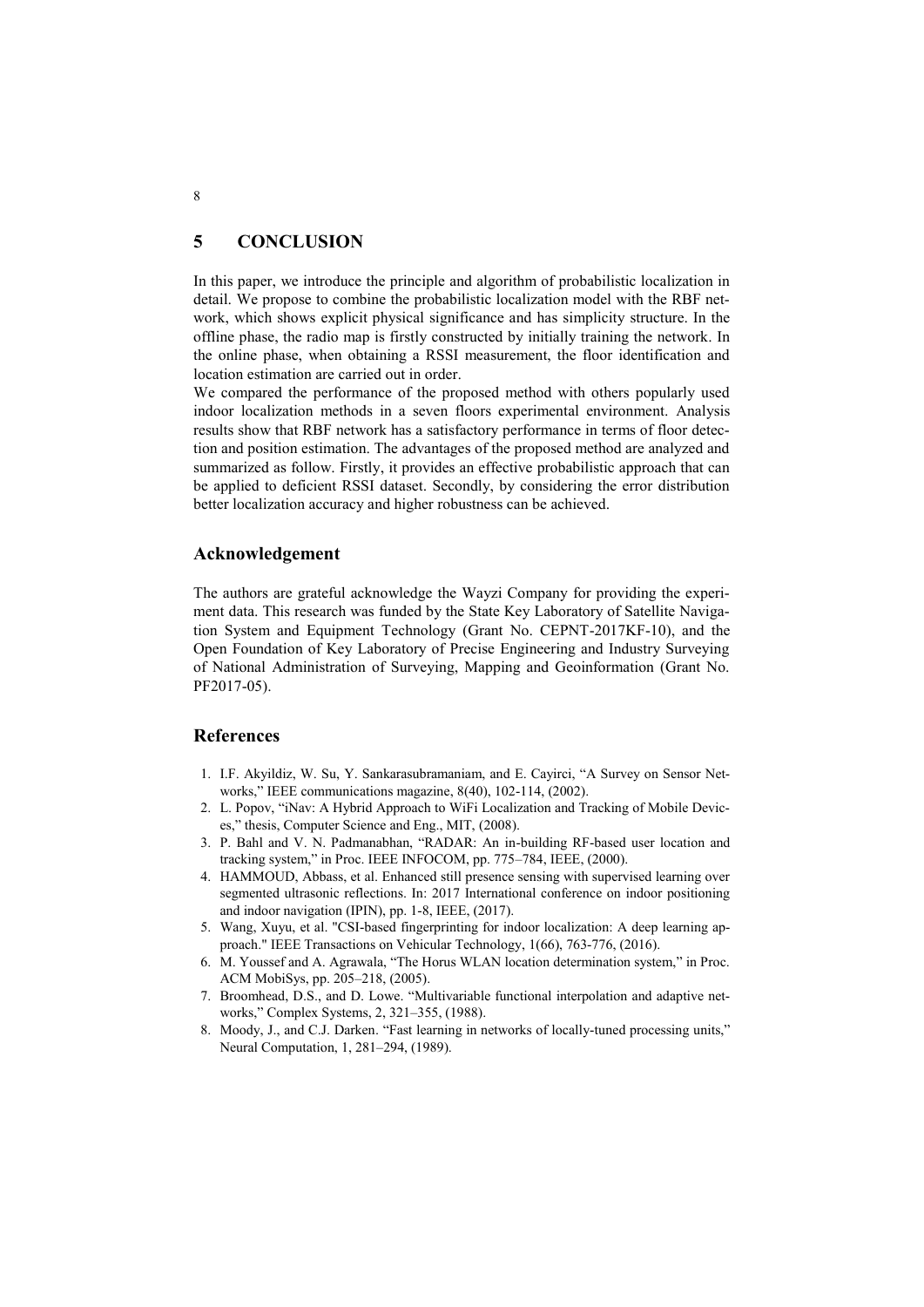## 5 CONCLUSION

In this paper, we introduce the principle and algorithm of probabilistic localization in detail. We propose to combine the probabilistic localization model with the RBF network, which shows explicit physical significance and has simplicity structure. In the offline phase, the radio map is firstly constructed by initially training the network. In the online phase, when obtaining a RSSI measurement, the floor identification and location estimation are carried out in order.

We compared the performance of the proposed method with others popularly used indoor localization methods in a seven floors experimental environment. Analysis results show that RBF network has a satisfactory performance in terms of floor detection and position estimation. The advantages of the proposed method are analyzed and summarized as follow. Firstly, it provides an effective probabilistic approach that can be applied to deficient RSSI dataset. Secondly, by considering the error distribution better localization accuracy and higher robustness can be achieved.

## Acknowledgement

The authors are grateful acknowledge the Wayzi Company for providing the experiment data. This research was funded by the State Key Laboratory of Satellite Navigation System and Equipment Technology (Grant No. CEPNT-2017KF-10), and the Open Foundation of Key Laboratory of Precise Engineering and Industry Surveying of National Administration of Surveying, Mapping and Geoinformation (Grant No. PF2017-05).

## References

1. I.F. Akyildiz, W. Su, Y. Sankarasubramaniam, and E. Cayirci, "A Survey on Sensor Networks," IEEE communications magazine, 8(40), 102-114, (2002).
2. L. Popov, "iNav: A Hybrid Approach to WiFi Localization and Tracking of Mobile Devices," thesis, Computer Science and Eng., MIT, (2008).
3. P. Bahl and V. N. Padmanabhan, "RADAR: An in-building RF-based user location and tracking system," in Proc. IEEE INFOCOM, pp. 775–784, IEEE, (2000).
4. HAMMOUD, Abbass, et al. Enhanced still presence sensing with supervised learning over segmented ultrasonic reflections. In: 2017 International conference on indoor positioning and indoor navigation (IPIN), pp. 1-8, IEEE, (2017).
5. Wang, Xuyu, et al. "CSI-based fingerprinting for indoor localization: A deep learning approach." IEEE Transactions on Vehicular Technology, 1(66), 763-776, (2016).
6. M. Youssef and A. Agrawala, "The Horus WLAN location determination system," in Proc. ACM MobiSys, pp. 205–218, (2005).
7. Broomhead, D.S., and D. Lowe. "Multivariable functional interpolation and adaptive networks," Complex Systems, 2, 321–355, (1988).
8. Moody, J., and C.J. Darken. "Fast learning in networks of locally-tuned processing units," Neural Computation, 1, 281–294, (1989).